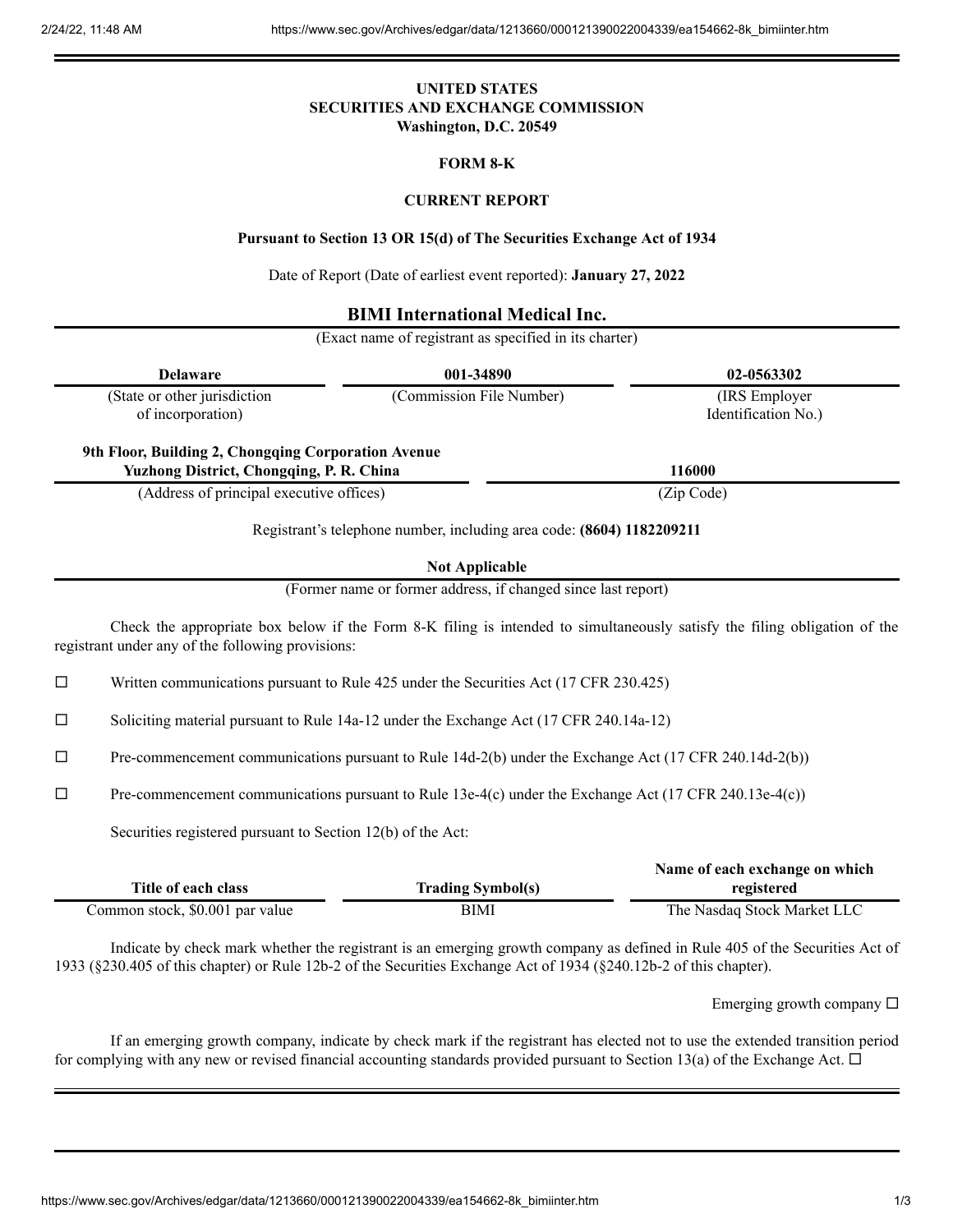**UNITED STATES**
**SECURITIES AND EXCHANGE COMMISSION**
**Washington, D.C. 20549**

**FORM 8-K**

**CURRENT REPORT**

**Pursuant to Section 13 OR 15(d) of The Securities Exchange Act of 1934**

Date of Report (Date of earliest event reported): **January 27, 2022**

**BIMI International Medical Inc.**

(Exact name of registrant as specified in its charter)

| **Delaware** | **001-34890** | **02-0563302** |
|---|---|---|
| (State or other jurisdiction of incorporation) | (Commission File Number) | (IRS Employer Identification No.) |

| **9th Floor, Building 2, Chongqing Corporation Avenue Yuzhong District, Chongqing, P. R. China** | **116000** |
|---|---|
| (Address of principal executive offices) | (Zip Code) |

Registrant's telephone number, including area code: **(8604) 1182209211**

**Not Applicable**

(Former name or former address, if changed since last report)

Check the appropriate box below if the Form 8-K filing is intended to simultaneously satisfy the filing obligation of the registrant under any of the following provisions:

☐ Written communications pursuant to Rule 425 under the Securities Act (17 CFR 230.425)

☐ Soliciting material pursuant to Rule 14a-12 under the Exchange Act (17 CFR 240.14a-12)

☐ Pre-commencement communications pursuant to Rule 14d-2(b) under the Exchange Act (17 CFR 240.14d-2(b))

☐ Pre-commencement communications pursuant to Rule 13e-4(c) under the Exchange Act (17 CFR 240.13e-4(c))

Securities registered pursuant to Section 12(b) of the Act:

| Title of each class | Trading Symbol(s) | Name of each exchange on which registered |
|---|---|---|
| Common stock, $0.001 par value | BIMI | The Nasdaq Stock Market LLC |

Indicate by check mark whether the registrant is an emerging growth company as defined in Rule 405 of the Securities Act of 1933 (§230.405 of this chapter) or Rule 12b-2 of the Securities Exchange Act of 1934 (§240.12b-2 of this chapter).

Emerging growth company ☐

If an emerging growth company, indicate by check mark if the registrant has elected not to use the extended transition period for complying with any new or revised financial accounting standards provided pursuant to Section 13(a) of the Exchange Act. ☐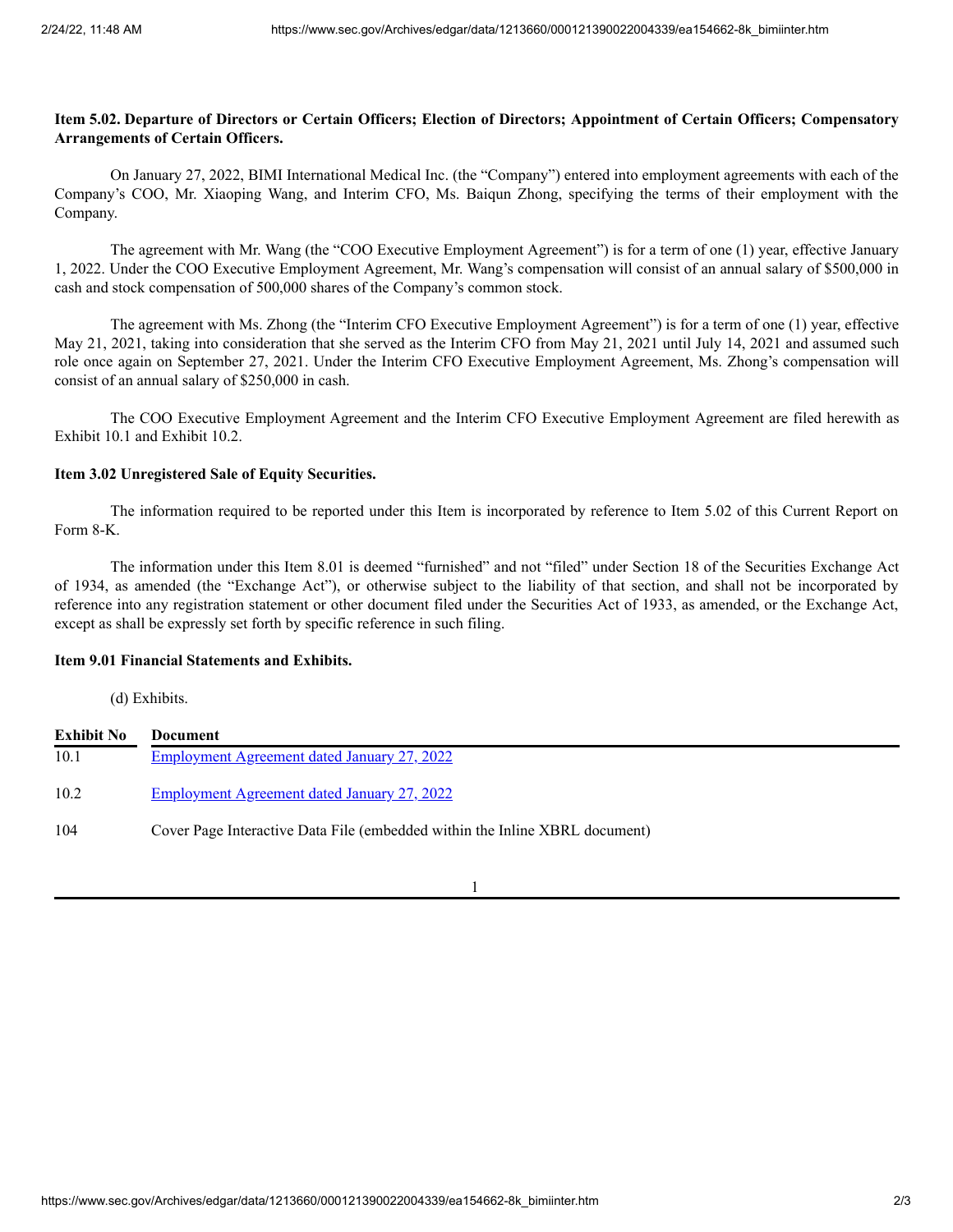**Item 5.02. Departure of Directors or Certain Officers; Election of Directors; Appointment of Certain Officers; Compensatory Arrangements of Certain Officers.**

On January 27, 2022, BIMI International Medical Inc. (the "Company") entered into employment agreements with each of the Company's COO, Mr. Xiaoping Wang, and Interim CFO, Ms. Baiqun Zhong, specifying the terms of their employment with the Company.

The agreement with Mr. Wang (the "COO Executive Employment Agreement") is for a term of one (1) year, effective January 1, 2022. Under the COO Executive Employment Agreement, Mr. Wang's compensation will consist of an annual salary of $500,000 in cash and stock compensation of 500,000 shares of the Company's common stock.

The agreement with Ms. Zhong (the "Interim CFO Executive Employment Agreement") is for a term of one (1) year, effective May 21, 2021, taking into consideration that she served as the Interim CFO from May 21, 2021 until July 14, 2021 and assumed such role once again on September 27, 2021. Under the Interim CFO Executive Employment Agreement, Ms. Zhong's compensation will consist of an annual salary of $250,000 in cash.

The COO Executive Employment Agreement and the Interim CFO Executive Employment Agreement are filed herewith as Exhibit 10.1 and Exhibit 10.2.

**Item 3.02 Unregistered Sale of Equity Securities.**

The information required to be reported under this Item is incorporated by reference to Item 5.02 of this Current Report on Form 8-K.

The information under this Item 8.01 is deemed "furnished" and not "filed" under Section 18 of the Securities Exchange Act of 1934, as amended (the "Exchange Act"), or otherwise subject to the liability of that section, and shall not be incorporated by reference into any registration statement or other document filed under the Securities Act of 1933, as amended, or the Exchange Act, except as shall be expressly set forth by specific reference in such filing.

**Item 9.01 Financial Statements and Exhibits.**

(d) Exhibits.

| Exhibit No | Document |
|---|---|
| 10.1 | Employment Agreement dated January 27, 2022 |
| 10.2 | Employment Agreement dated January 27, 2022 |
| 104 | Cover Page Interactive Data File (embedded within the Inline XBRL document) |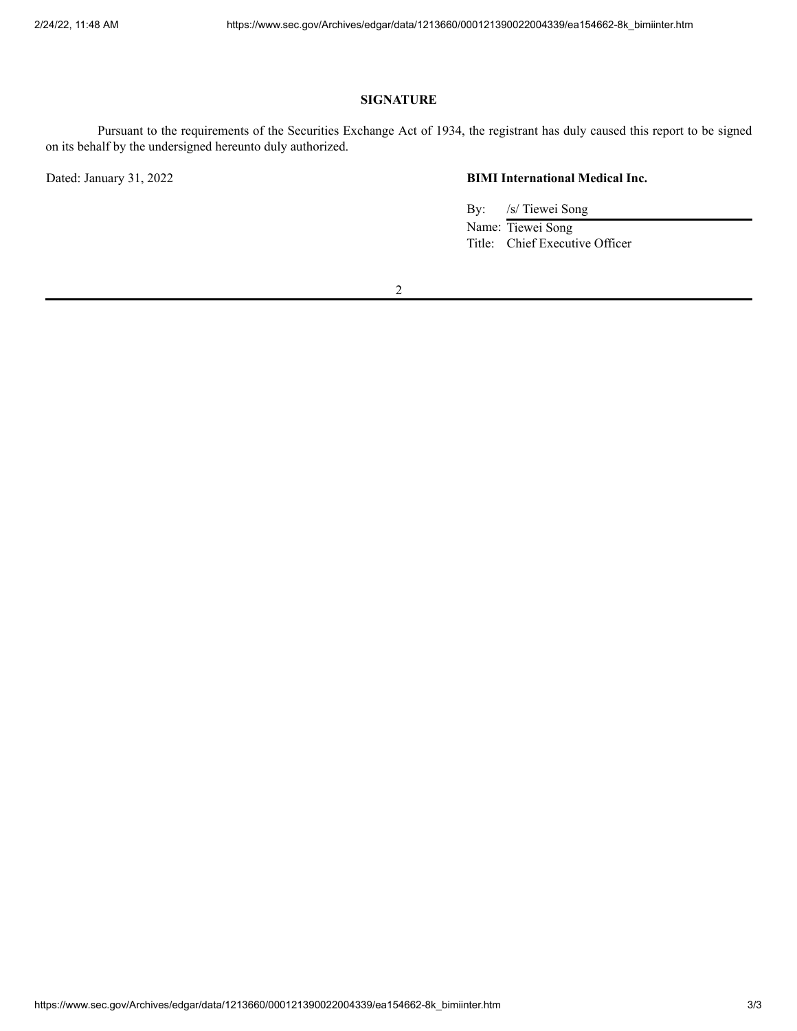**SIGNATURE**

Pursuant to the requirements of the Securities Exchange Act of 1934, the registrant has duly caused this report to be signed on its behalf by the undersigned hereunto duly authorized.

Dated: January 31, 2022

**BIMI International Medical Inc.**

By: /s/ Tiewei Song

Name: Tiewei Song

Title: Chief Executive Officer